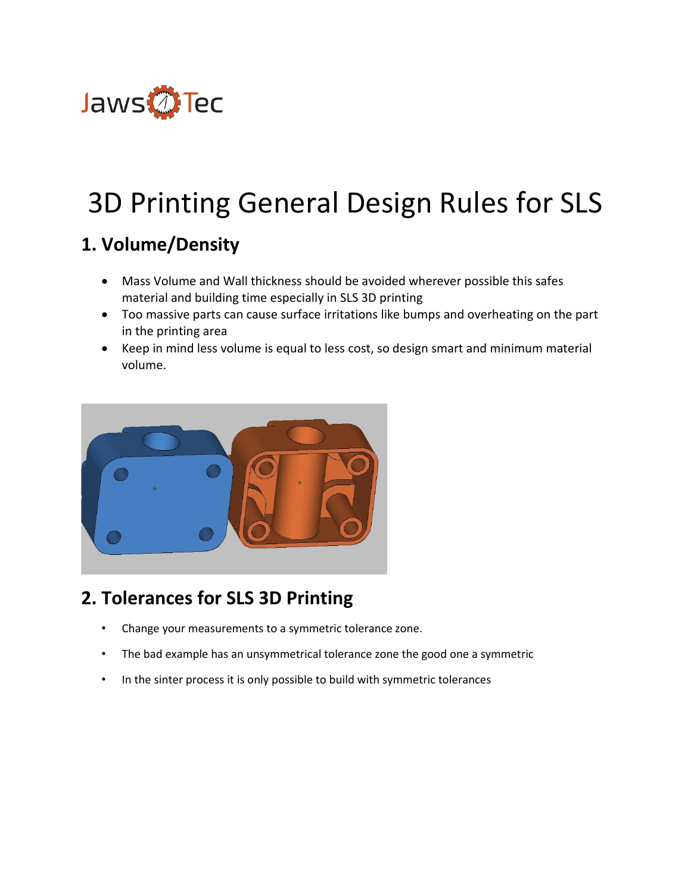Jaws Tec

# 3D Printing General Design Rules for SLS

## 1. Volume/Density

- Mass Volume and Wall thickness should be avoided wherever possible this safes material and building time especially in SLS 3D printing
- Too massive parts can cause surface irritations like bumps and overheating on the part in the printing area
- Keep in mind less volume is equal to less cost, so design smart and minimum material volume.

## 2. Tolerances for SLS 3D Printing

- Change your measurements to a symmetric tolerance zone.
- The bad example has an unsymmetrical tolerance zone the good one a symmetric
- In the sinter process it is only possible to build with symmetric tolerances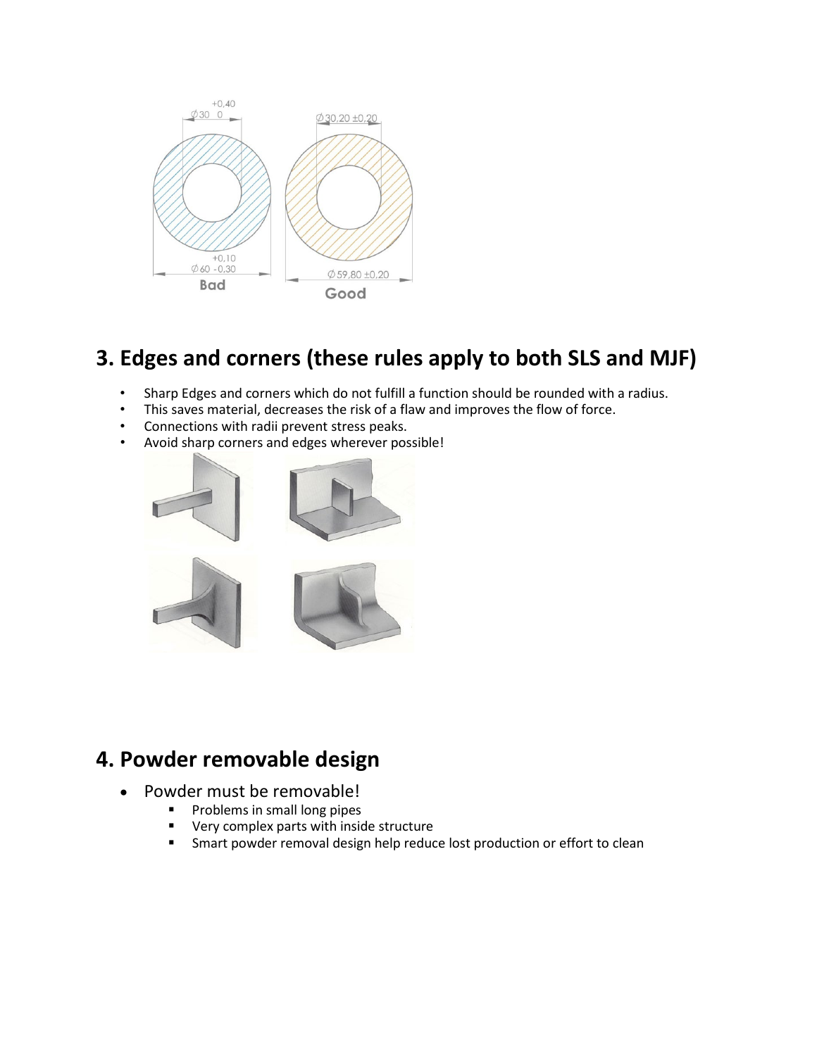## 3. Edges and corners (these rules apply to both SLS and MJF)

- Sharp Edges and corners which do not fulfill a function should be rounded with a radius.
- This saves material, decreases the risk of a flaw and improves the flow of force.
- Connections with radii prevent stress peaks.
- Avoid sharp corners and edges wherever possible!

## 4. Powder removable design

- Powder must be removable!
  - Problems in small long pipes
  - Very complex parts with inside structure
  - Smart powder removal design help reduce lost production or effort to clean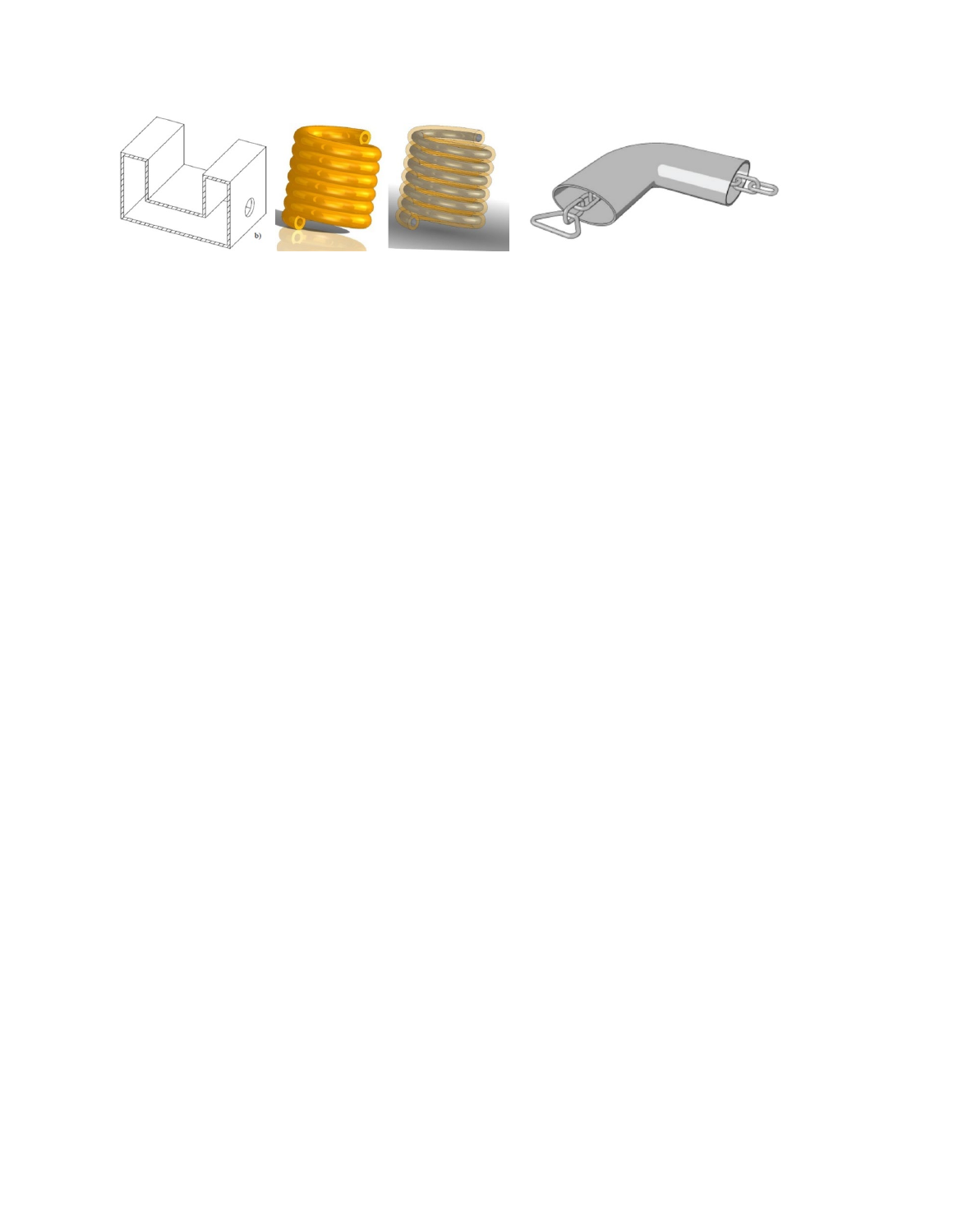b)